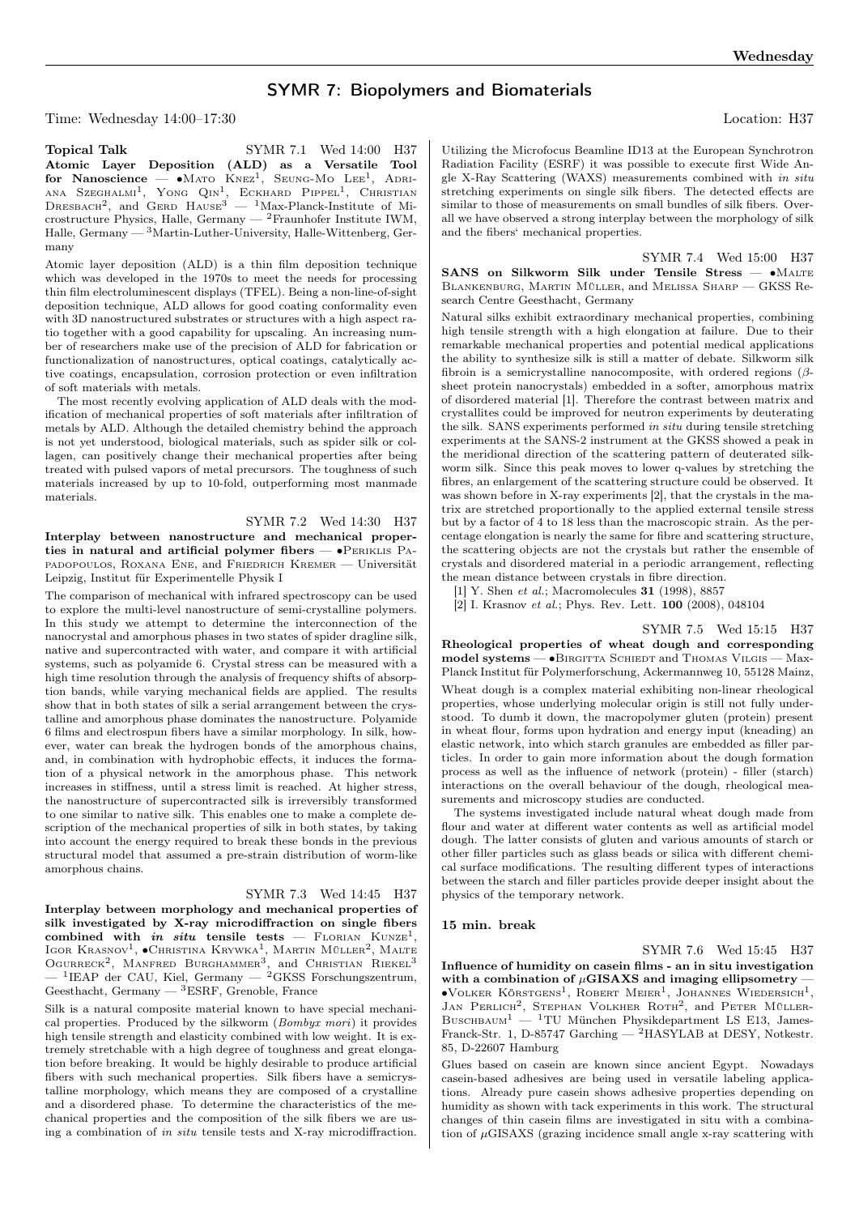# SYMR 7: Biopolymers and Biomaterials

Time: Wednesday 14:00–17:30 Location: H37

**Topical Talk** SYMR 7.1 Wed 14:00 H37

**Atomic Layer Deposition (ALD) as a Versatile Tool for Nanoscience** — •Mato Knez[1], Seung-Mo Lee[1], Adriana Szeghalmi[1], Yong Qin[1], Eckhard Pippel[1], Christian Dresbach[2], and Gerd Hause[3] — [1]Max-Planck-Institute of Microstructure Physics, Halle, Germany — [2]Fraunhofer Institute IWM, Halle, Germany — [3]Martin-Luther-University, Halle-Wittenberg, Germany

Atomic layer deposition (ALD) is a thin film deposition technique which was developed in the 1970s to meet the needs for processing thin film electroluminescent displays (TFEL). Being a non-line-of-sight deposition technique, ALD allows for good coating conformality even with 3D nanostructured substrates or structures with a high aspect ratio together with a good capability for upscaling. An increasing number of researchers make use of the precision of ALD for fabrication or functionalization of nanostructures, optical coatings, catalytically active coatings, encapsulation, corrosion protection or even infiltration of soft materials with metals.

The most recently evolving application of ALD deals with the modification of mechanical properties of soft materials after infiltration of metals by ALD. Although the detailed chemistry behind the approach is not yet understood, biological materials, such as spider silk or collagen, can positively change their mechanical properties after being treated with pulsed vapors of metal precursors. The toughness of such materials increased by up to 10-fold, outperforming most manmade materials.

SYMR 7.2 Wed 14:30 H37

**Interplay between nanostructure and mechanical properties in natural and artificial polymer fibers** — •Periklis Papadopoulos, Roxana Ene, and Friedrich Kremer — Universität Leipzig, Institut für Experimentelle Physik I

The comparison of mechanical with infrared spectroscopy can be used to explore the multi-level nanostructure of semi-crystalline polymers. In this study we attempt to determine the interconnection of the nanocrystal and amorphous phases in two states of spider dragline silk, native and supercontracted with water, and compare it with artificial systems, such as polyamide 6. Crystal stress can be measured with a high time resolution through the analysis of frequency shifts of absorption bands, while varying mechanical fields are applied. The results show that in both states of silk a serial arrangement between the crystalline and amorphous phase dominates the nanostructure. Polyamide 6 films and electrospun fibers have a similar morphology. In silk, however, water can break the hydrogen bonds of the amorphous chains, and, in combination with hydrophobic effects, it induces the formation of a physical network in the amorphous phase. This network increases in stiffness, until a stress limit is reached. At higher stress, the nanostructure of supercontracted silk is irreversibly transformed to one similar to native silk. This enables one to make a complete description of the mechanical properties of silk in both states, by taking into account the energy required to break these bonds in the previous structural model that assumed a pre-strain distribution of worm-like amorphous chains.

SYMR 7.3 Wed 14:45 H37

**Interplay between morphology and mechanical properties of silk investigated by X-ray microdiffraction on single fibers combined with *in situ* tensile tests** — Florian Kunze[1], Igor Krasnov[1], •Christina Krywka[1], Martin Müller[2], Malte Ogurreck[2], Manfred Burghammer[3], and Christian Riekel[3] — [1]IEAP der CAU, Kiel, Germany — [2]GKSS Forschungszentrum, Geesthacht, Germany — [3]ESRF, Grenoble, France

Silk is a natural composite material known to have special mechanical properties. Produced by the silkworm (*Bombyx mori*) it provides high tensile strength and elasticity combined with low weight. It is extremely stretchable with a high degree of toughness and great elongation before breaking. It would be highly desirable to produce artificial fibers with such mechanical properties. Silk fibers have a semicrystalline morphology, which means they are composed of a crystalline and a disordered phase. To determine the characteristics of the mechanical properties and the composition of the silk fibers we are using a combination of *in situ* tensile tests and X-ray microdiffraction. Utilizing the Microfocus Beamline ID13 at the European Synchrotron Radiation Facility (ESRF) it was possible to execute first Wide Angle X-Ray Scattering (WAXS) measurements combined with *in situ* stretching experiments on single silk fibers. The detected effects are similar to those of measurements on small bundles of silk fibers. Overall we have observed a strong interplay between the morphology of silk and the fibers' mechanical properties.

SYMR 7.4 Wed 15:00 H37

**SANS on Silkworm Silk under Tensile Stress** — •Malte Blankenburg, Martin Müller, and Melissa Sharp — GKSS Research Centre Geesthacht, Germany

Natural silks exhibit extraordinary mechanical properties, combining high tensile strength with a high elongation at failure. Due to their remarkable mechanical properties and potential medical applications the ability to synthesize silk is still a matter of debate. Silkworm silk fibroin is a semicrystalline nanocomposite, with ordered regions ($\beta$-sheet protein nanocrystals) embedded in a softer, amorphous matrix of disordered material [1]. Therefore the contrast between matrix and crystallites could be improved for neutron experiments by deuterating the silk. SANS experiments performed *in situ* during tensile stretching experiments at the SANS-2 instrument at the GKSS showed a peak in the meridional direction of the scattering pattern of deuterated silkworm silk. Since this peak moves to lower q-values by stretching the fibres, an enlargement of the scattering structure could be observed. It was shown before in X-ray experiments [2], that the crystals in the matrix are stretched proportionally to the applied external tensile stress but by a factor of 4 to 18 less than the macroscopic strain. As the percentage elongation is nearly the same for fibre and scattering structure, the scattering objects are not the crystals but rather the ensemble of crystals and disordered material in a periodic arrangement, reflecting the mean distance between crystals in fibre direction.

[1] Y. Shen *et al.*; Macromolecules **31** (1998), 8857

[2] I. Krasnov *et al.*; Phys. Rev. Lett. **100** (2008), 048104

SYMR 7.5 Wed 15:15 H37

**Rheological properties of wheat dough and corresponding model systems** — •Birgitta Schiedt and Thomas Vilgis — Max-Planck Institut für Polymerforschung, Ackermannweg 10, 55128 Mainz,

Wheat dough is a complex material exhibiting non-linear rheological properties, whose underlying molecular origin is still not fully understood. To dumb it down, the macropolymer gluten (protein) present in wheat flour, forms upon hydration and energy input (kneading) an elastic network, into which starch granules are embedded as filler particles. In order to gain more information about the dough formation process as well as the influence of network (protein) - filler (starch) interactions on the overall behaviour of the dough, rheological measurements and microscopy studies are conducted.

The systems investigated include natural wheat dough made from flour and water at different water contents as well as artificial model dough. The latter consists of gluten and various amounts of starch or other filler particles such as glass beads or silica with different chemical surface modifications. The resulting different types of interactions between the starch and filler particles provide deeper insight about the physics of the temporary network.

**15 min. break**

SYMR 7.6 Wed 15:45 H37

**Influence of humidity on casein films - an in situ investigation with a combination of $\mu$GISAXS and imaging ellipsometry** — •Volker Körstgens[1], Robert Meier[1], Johannes Wiedersich[1], Jan Perlich[2], Stephan Volkher Roth[2], and Peter Müller-Buschbaum[1] — [1]TU München Physikdepartment LS E13, James-Franck-Str. 1, D-85747 Garching — [2]HASYLAB at DESY, Notkestr. 85, D-22607 Hamburg

Glues based on casein are known since ancient Egypt. Nowadays casein-based adhesives are being used in versatile labeling applications. Already pure casein shows adhesive properties depending on humidity as shown with tack experiments in this work. The structural changes of thin casein films are investigated in situ with a combination of $\mu$GISAXS (grazing incidence small angle x-ray scattering with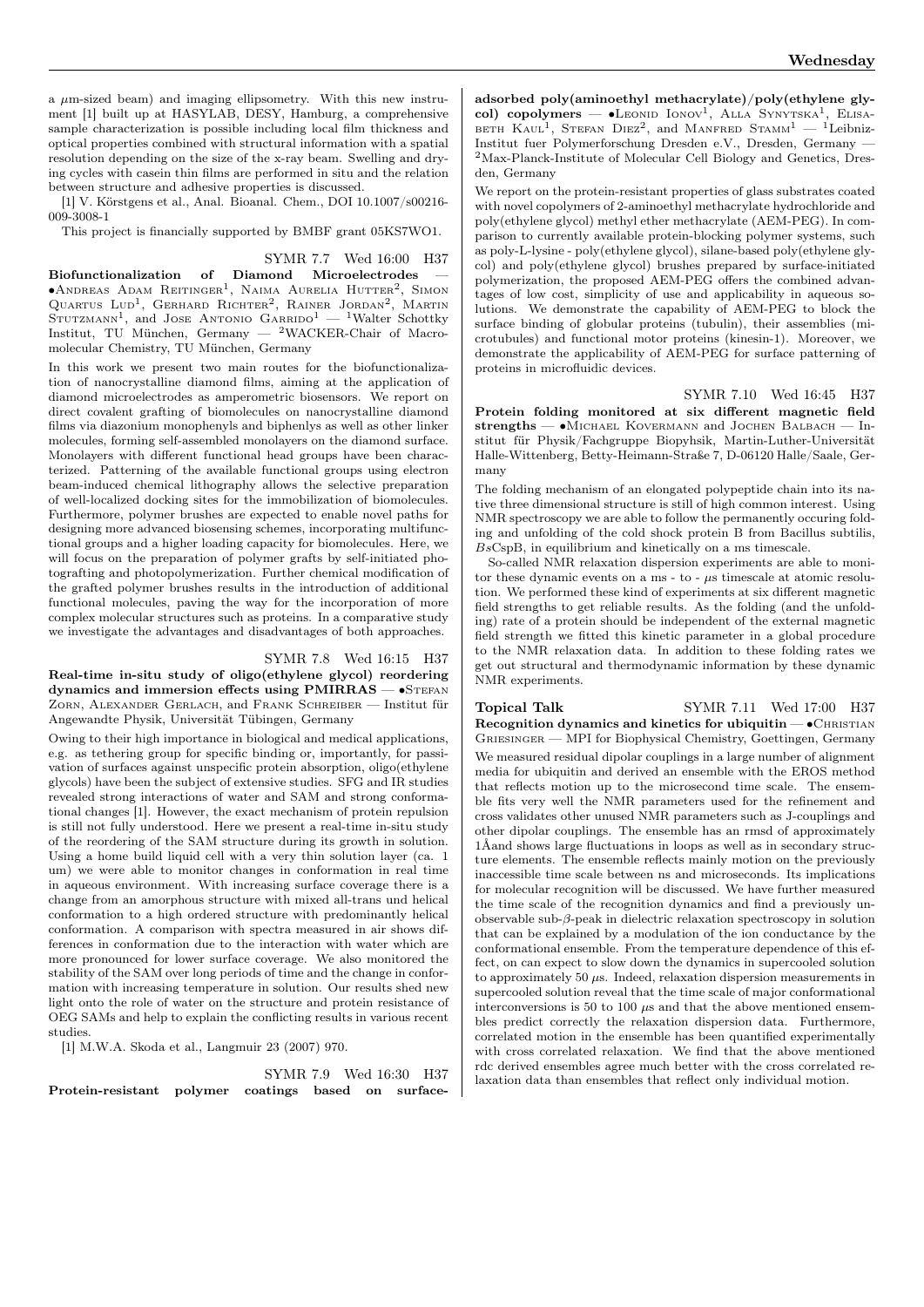a μm-sized beam) and imaging ellipsometry. With this new instrument [1] built up at HASYLAB, DESY, Hamburg, a comprehensive sample characterization is possible including local film thickness and optical properties combined with structural information with a spatial resolution depending on the size of the x-ray beam. Swelling and drying cycles with casein thin films are performed in situ and the relation between structure and adhesive properties is discussed.

[1] V. Körstgens et al., Anal. Bioanal. Chem., DOI 10.1007/s00216-009-3008-1

This project is financially supported by BMBF grant 05KS7WO1.

SYMR 7.7 Wed 16:00 H37

**Biofunctionalization of Diamond Microelectrodes** — •Andreas Adam Reitinger[1], Naima Aurelia Hutter[2], Simon Quartus Lud[1], Gerhard Richter[2], Rainer Jordan[2], Martin Stutzmann[1], and Jose Antonio Garrido[1] — [1]Walter Schottky Institut, TU München, Germany — [2]WACKER-Chair of Macromolecular Chemistry, TU München, Germany

In this work we present two main routes for the biofunctionalization of nanocrystalline diamond films, aiming at the application of diamond microelectrodes as amperometric biosensors. We report on direct covalent grafting of biomolecules on nanocrystalline diamond films via diazonium monophenyls and biphenlys as well as other linker molecules, forming self-assembled monolayers on the diamond surface. Monolayers with different functional head groups have been characterized. Patterning of the available functional groups using electron beam-induced chemical lithography allows the selective preparation of well-localized docking sites for the immobilization of biomolecules. Furthermore, polymer brushes are expected to enable novel paths for designing more advanced biosensing schemes, incorporating multifunctional groups and a higher loading capacity for biomolecules. Here, we will focus on the preparation of polymer grafts by self-initiated photografting and photopolymerization. Further chemical modification of the grafted polymer brushes results in the introduction of additional functional molecules, paving the way for the incorporation of more complex molecular structures such as proteins. In a comparative study we investigate the advantages and disadvantages of both approaches.

SYMR 7.8 Wed 16:15 H37

**Real-time in-situ study of oligo(ethylene glycol) reordering dynamics and immersion effects using PMIRRAS** — •Stefan Zorn, Alexander Gerlach, and Frank Schreiber — Institut für Angewandte Physik, Universität Tübingen, Germany

Owing to their high importance in biological and medical applications, e.g. as tethering group for specific binding or, importantly, for passivation of surfaces against unspecific protein absorption, oligo(ethylene glycols) have been the subject of extensive studies. SFG and IR studies revealed strong interactions of water and SAM and strong conformational changes [1]. However, the exact mechanism of protein repulsion is still not fully understood. Here we present a real-time in-situ study of the reordering of the SAM structure during its growth in solution. Using a home build liquid cell with a very thin solution layer (ca. 1 um) we were able to monitor changes in conformation in real time in aqueous environment. With increasing surface coverage there is a change from an amorphous structure with mixed all-trans und helical conformation to a high ordered structure with predominantly helical conformation. A comparison with spectra measured in air shows differences in conformation due to the interaction with water which are more pronounced for lower surface coverage. We also monitored the stability of the SAM over long periods of time and the change in conformation with increasing temperature in solution. Our results shed new light onto the role of water on the structure and protein resistance of OEG SAMs and help to explain the conflicting results in various recent studies.

[1] M.W.A. Skoda et al., Langmuir 23 (2007) 970.

SYMR 7.9 Wed 16:30 H37

**Protein-resistant polymer coatings based on surface-adsorbed poly(aminoethyl methacrylate)/poly(ethylene glycol) copolymers** — •Leonid Ionov[1], Alla Synytska[1], Elisabeth Kaul[1], Stefan Diez[2], and Manfred Stamm[1] — [1]Leibniz-Institut fuer Polymerforschung Dresden e.V., Dresden, Germany — [2]Max-Planck-Institute of Molecular Cell Biology and Genetics, Dresden, Germany

We report on the protein-resistant properties of glass substrates coated with novel copolymers of 2-aminoethyl methacrylate hydrochloride and poly(ethylene glycol) methyl ether methacrylate (AEM-PEG). In comparison to currently available protein-blocking polymer systems, such as poly-L-lysine - poly(ethylene glycol), silane-based poly(ethylene glycol) and poly(ethylene glycol) brushes prepared by surface-initiated polymerization, the proposed AEM-PEG offers the combined advantages of low cost, simplicity of use and applicability in aqueous solutions. We demonstrate the capability of AEM-PEG to block the surface binding of globular proteins (tubulin), their assemblies (microtubules) and functional motor proteins (kinesin-1). Moreover, we demonstrate the applicability of AEM-PEG for surface patterning of proteins in microfluidic devices.

SYMR 7.10 Wed 16:45 H37

**Protein folding monitored at six different magnetic field strengths** — •Michael Kovermann and Jochen Balbach — Institut für Physik/Fachgruppe Biopyhsik, Martin-Luther-Universität Halle-Wittenberg, Betty-Heimann-Straße 7, D-06120 Halle/Saale, Germany

The folding mechanism of an elongated polypeptide chain into its native three dimensional structure is still of high common interest. Using NMR spectroscopy we are able to follow the permanently occuring folding and unfolding of the cold shock protein B from Bacillus subtilis, *Bs*CspB, in equilibrium and kinetically on a ms timescale.

So-called NMR relaxation dispersion experiments are able to monitor these dynamic events on a ms - to - μs timescale at atomic resolution. We performed these kind of experiments at six different magnetic field strengths to get reliable results. As the folding (and the unfolding) rate of a protein should be independent of the external magnetic field strength we fitted this kinetic parameter in a global procedure to the NMR relaxation data. In addition to these folding rates we get out structural and thermodynamic information by these dynamic NMR experiments.

**Topical Talk** SYMR 7.11 Wed 17:00 H37

**Recognition dynamics and kinetics for ubiquitin** — •Christian Griesinger — MPI for Biophysical Chemistry, Goettingen, Germany

We measured residual dipolar couplings in a large number of alignment media for ubiquitin and derived an ensemble with the EROS method that reflects motion up to the microsecond time scale. The ensemble fits very well the NMR parameters used for the refinement and cross validates other unused NMR parameters such as J-couplings and other dipolar couplings. The ensemble has an rmsd of approximately 1Åand shows large fluctuations in loops as well as in secondary structure elements. The ensemble reflects mainly motion on the previously inaccessible time scale between ns and microseconds. Its implications for molecular recognition will be discussed. We have further measured the time scale of the recognition dynamics and find a previously unobservable sub-$\beta$-peak in dielectric relaxation spectroscopy in solution that can be explained by a modulation of the ion conductance by the conformational ensemble. From the temperature dependence of this effect, on can expect to slow down the dynamics in supercooled solution to approximately 50 μs. Indeed, relaxation dispersion measurements in supercooled solution reveal that the time scale of major conformational interconversions is 50 to 100 μs and that the above mentioned ensembles predict correctly the relaxation dispersion data. Furthermore, correlated motion in the ensemble has been quantified experimentally with cross correlated relaxation. We find that the above mentioned rdc derived ensembles agree much better with the cross correlated relaxation data than ensembles that reflect only individual motion.